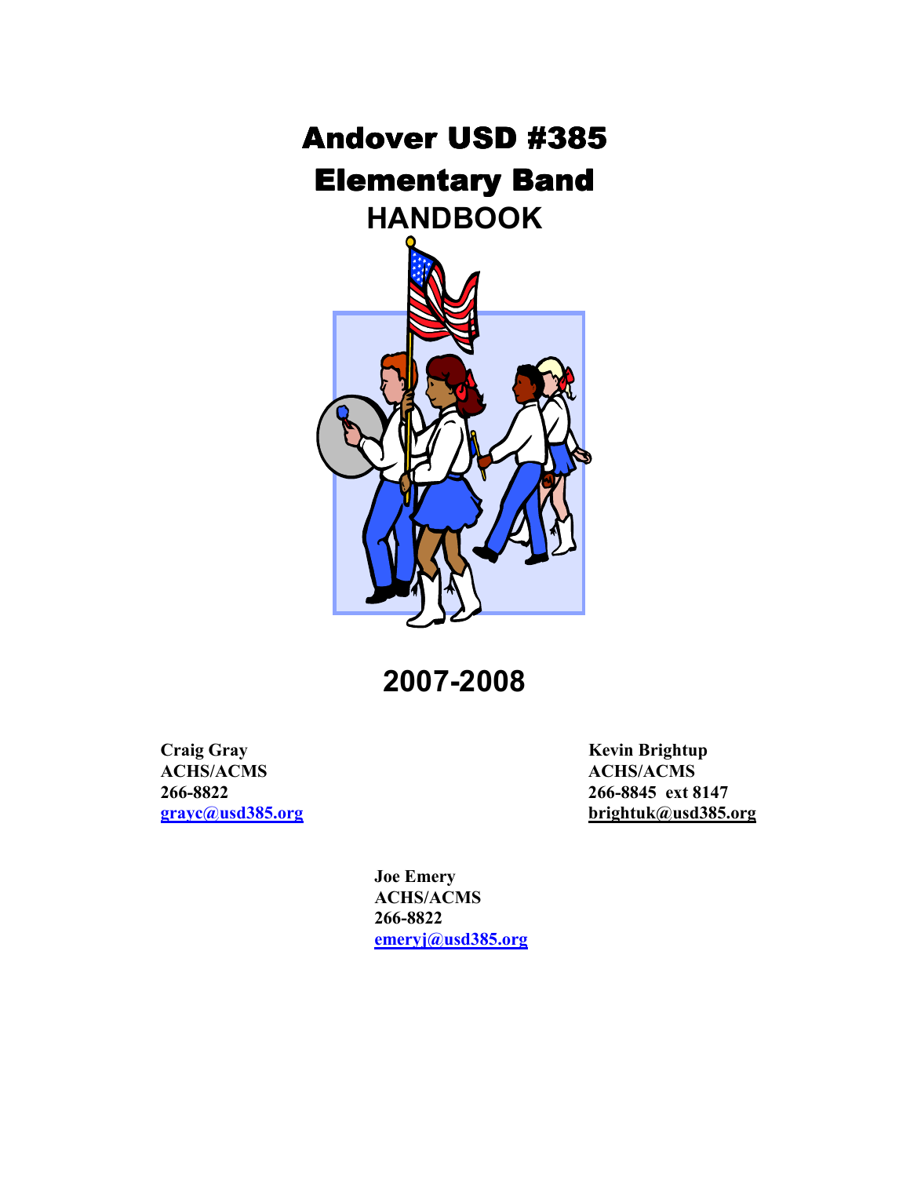# Andover USD #385
# Elementary Band
## HANDBOOK

## 2007-2008

**Craig Gray**
**ACHS/ACMS**
**266-8822**
**grayc@usd385.org**

**Kevin Brightup**
**ACHS/ACMS**
**266-8845 ext 8147**
**brightuk@usd385.org**

**Joe Emery**
**ACHS/ACMS**
**266-8822**
**emeryj@usd385.org**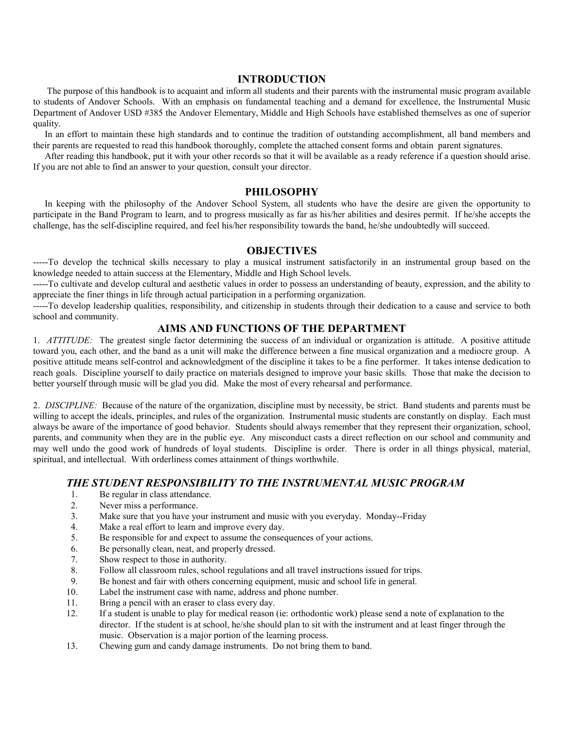## INTRODUCTION

The purpose of this handbook is to acquaint and inform all students and their parents with the instrumental music program available to students of Andover Schools. With an emphasis on fundamental teaching and a demand for excellence, the Instrumental Music Department of Andover USD #385 the Andover Elementary, Middle and High Schools have established themselves as one of superior quality.

In an effort to maintain these high standards and to continue the tradition of outstanding accomplishment, all band members and their parents are requested to read this handbook thoroughly, complete the attached consent forms and obtain parent signatures.

After reading this handbook, put it with your other records so that it will be available as a ready reference if a question should arise. If you are not able to find an answer to your question, consult your director.

## PHILOSOPHY

In keeping with the philosophy of the Andover School System, all students who have the desire are given the opportunity to participate in the Band Program to learn, and to progress musically as far as his/her abilities and desires permit. If he/she accepts the challenge, has the self-discipline required, and feel his/her responsibility towards the band, he/she undoubtedly will succeed.

## OBJECTIVES

-----To develop the technical skills necessary to play a musical instrument satisfactorily in an instrumental group based on the knowledge needed to attain success at the Elementary, Middle and High School levels.

-----To cultivate and develop cultural and aesthetic values in order to possess an understanding of beauty, expression, and the ability to appreciate the finer things in life through actual participation in a performing organization.

-----To develop leadership qualities, responsibility, and citizenship in students through their dedication to a cause and service to both school and community.

## AIMS AND FUNCTIONS OF THE DEPARTMENT

1. *ATTITUDE:* The greatest single factor determining the success of an individual or organization is attitude. A positive attitude toward you, each other, and the band as a unit will make the difference between a fine musical organization and a mediocre group. A positive attitude means self-control and acknowledgment of the discipline it takes to be a fine performer. It takes intense dedication to reach goals. Discipline yourself to daily practice on materials designed to improve your basic skills. Those that make the decision to better yourself through music will be glad you did. Make the most of every rehearsal and performance.

2. *DISCIPLINE:* Because of the nature of the organization, discipline must by necessity, be strict. Band students and parents must be willing to accept the ideals, principles, and rules of the organization. Instrumental music students are constantly on display. Each must always be aware of the importance of good behavior. Students should always remember that they represent their organization, school, parents, and community when they are in the public eye. Any misconduct casts a direct reflection on our school and community and may well undo the good work of hundreds of loyal students. Discipline is order. There is order in all things physical, material, spiritual, and intellectual. With orderliness comes attainment of things worthwhile.

### *THE STUDENT RESPONSIBILITY TO THE INSTRUMENTAL MUSIC PROGRAM*

1. Be regular in class attendance.
2. Never miss a performance.
3. Make sure that you have your instrument and music with you everyday. Monday--Friday
4. Make a real effort to learn and improve every day.
5. Be responsible for and expect to assume the consequences of your actions.
6. Be personally clean, neat, and properly dressed.
7. Show respect to those in authority.
8. Follow all classroom rules, school regulations and all travel instructions issued for trips.
9. Be honest and fair with others concerning equipment, music and school life in general.
10. Label the instrument case with name, address and phone number.
11. Bring a pencil with an eraser to class every day.
12. If a student is unable to play for medical reason (ie: orthodontic work) please send a note of explanation to the director. If the student is at school, he/she should plan to sit with the instrument and at least finger through the music. Observation is a major portion of the learning process.
13. Chewing gum and candy damage instruments. Do not bring them to band.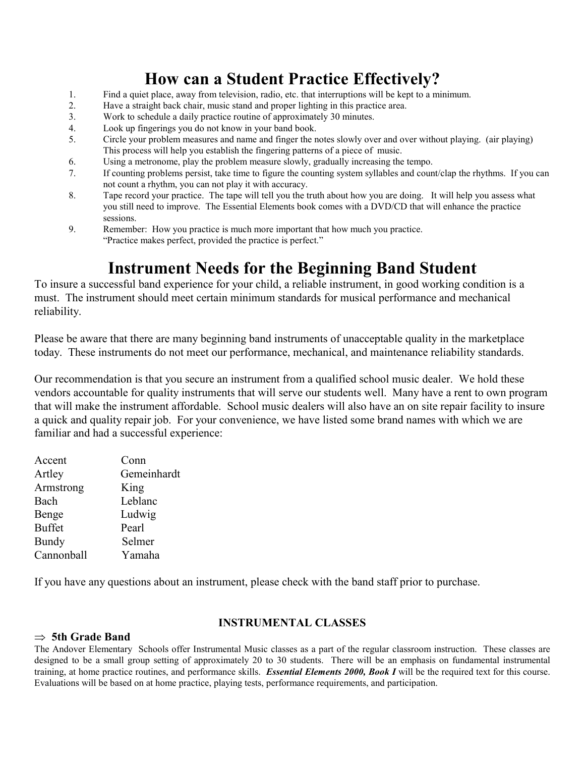# How can a Student Practice Effectively?

1. Find a quiet place, away from television, radio, etc. that interruptions will be kept to a minimum.
2. Have a straight back chair, music stand and proper lighting in this practice area.
3. Work to schedule a daily practice routine of approximately 30 minutes.
4. Look up fingerings you do not know in your band book.
5. Circle your problem measures and name and finger the notes slowly over and over without playing. (air playing) This process will help you establish the fingering patterns of a piece of music.
6. Using a metronome, play the problem measure slowly, gradually increasing the tempo.
7. If counting problems persist, take time to figure the counting system syllables and count/clap the rhythms. If you can not count a rhythm, you can not play it with accuracy.
8. Tape record your practice. The tape will tell you the truth about how you are doing. It will help you assess what you still need to improve. The Essential Elements book comes with a DVD/CD that will enhance the practice sessions.
9. Remember: How you practice is much more important that how much you practice.
   "Practice makes perfect, provided the practice is perfect."

# Instrument Needs for the Beginning Band Student

To insure a successful band experience for your child, a reliable instrument, in good working condition is a must. The instrument should meet certain minimum standards for musical performance and mechanical reliability.

Please be aware that there are many beginning band instruments of unacceptable quality in the marketplace today. These instruments do not meet our performance, mechanical, and maintenance reliability standards.

Our recommendation is that you secure an instrument from a qualified school music dealer. We hold these vendors accountable for quality instruments that will serve our students well. Many have a rent to own program that will make the instrument affordable. School music dealers will also have an on site repair facility to insure a quick and quality repair job. For your convenience, we have listed some brand names with which we are familiar and had a successful experience:

| | |
|---|---|
| Accent | Conn |
| Artley | Gemeinhardt |
| Armstrong | King |
| Bach | Leblanc |
| Benge | Ludwig |
| Buffet | Pearl |
| Bundy | Selmer |
| Cannonball | Yamaha |

If you have any questions about an instrument, please check with the band staff prior to purchase.

**INSTRUMENTAL CLASSES**

⇒ **5th Grade Band**

The Andover Elementary Schools offer Instrumental Music classes as a part of the regular classroom instruction. These classes are designed to be a small group setting of approximately 20 to 30 students. There will be an emphasis on fundamental instrumental training, at home practice routines, and performance skills. ***Essential Elements 2000, Book I*** will be the required text for this course. Evaluations will be based on at home practice, playing tests, performance requirements, and participation.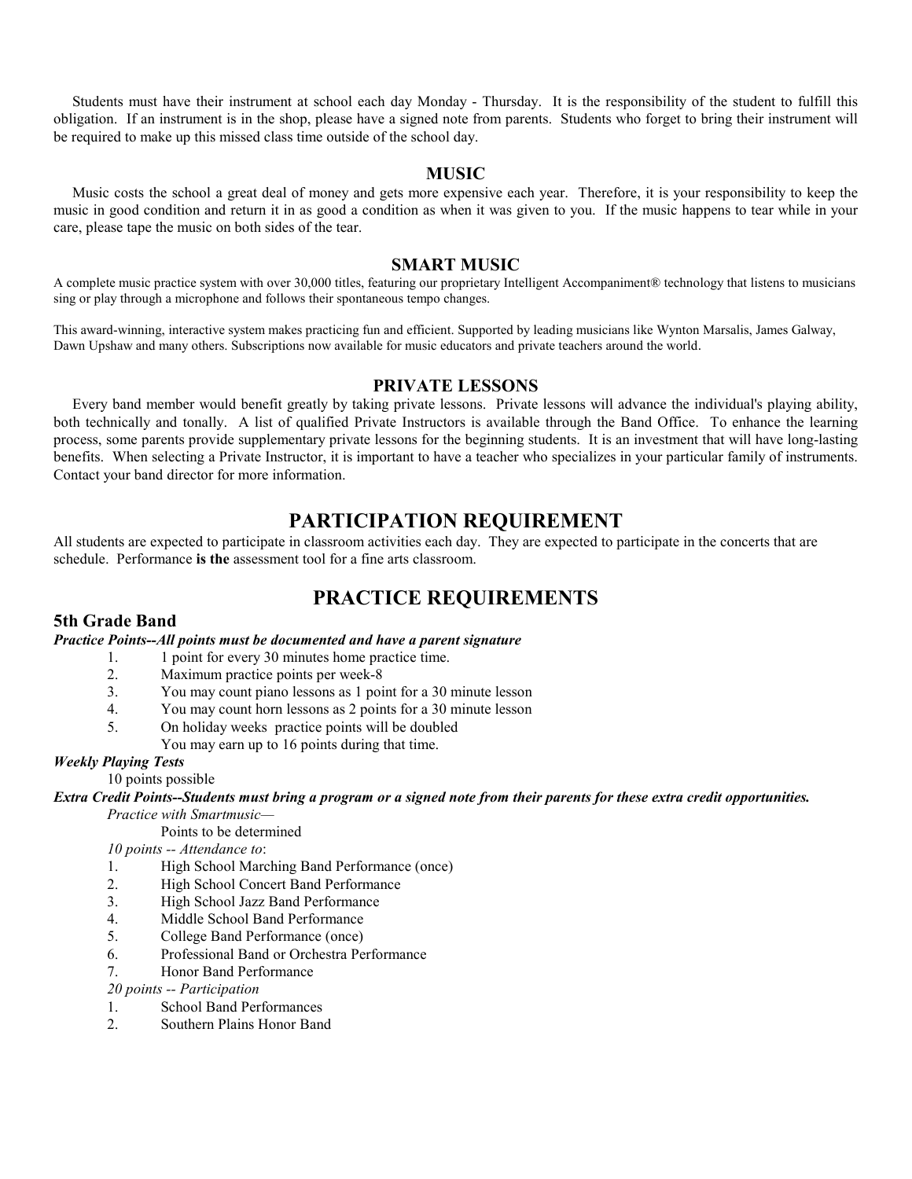Students must have their instrument at school each day Monday - Thursday. It is the responsibility of the student to fulfill this obligation. If an instrument is in the shop, please have a signed note from parents. Students who forget to bring their instrument will be required to make up this missed class time outside of the school day.

### MUSIC

Music costs the school a great deal of money and gets more expensive each year. Therefore, it is your responsibility to keep the music in good condition and return it in as good a condition as when it was given to you. If the music happens to tear while in your care, please tape the music on both sides of the tear.

### SMART MUSIC

A complete music practice system with over 30,000 titles, featuring our proprietary Intelligent Accompaniment® technology that listens to musicians sing or play through a microphone and follows their spontaneous tempo changes.

This award-winning, interactive system makes practicing fun and efficient. Supported by leading musicians like Wynton Marsalis, James Galway, Dawn Upshaw and many others. Subscriptions now available for music educators and private teachers around the world.

### PRIVATE LESSONS

Every band member would benefit greatly by taking private lessons. Private lessons will advance the individual's playing ability, both technically and tonally. A list of qualified Private Instructors is available through the Band Office. To enhance the learning process, some parents provide supplementary private lessons for the beginning students. It is an investment that will have long-lasting benefits. When selecting a Private Instructor, it is important to have a teacher who specializes in your particular family of instruments. Contact your band director for more information.

## PARTICIPATION REQUIREMENT

All students are expected to participate in classroom activities each day. They are expected to participate in the concerts that are schedule. Performance **is the** assessment tool for a fine arts classroom.

## PRACTICE REQUIREMENTS

### 5th Grade Band

***Practice Points--All points must be documented and have a parent signature***

1. 1 point for every 30 minutes home practice time.
2. Maximum practice points per week-8
3. You may count piano lessons as 1 point for a 30 minute lesson
4. You may count horn lessons as 2 points for a 30 minute lesson
5. On holiday weeks practice points will be doubled
   You may earn up to 16 points during that time.

***Weekly Playing Tests***

10 points possible

***Extra Credit Points--Students must bring a program or a signed note from their parents for these extra credit opportunities.***

*Practice with Smartmusic—*

Points to be determined

*10 points -- Attendance to*:

1. High School Marching Band Performance (once)
2. High School Concert Band Performance
3. High School Jazz Band Performance
4. Middle School Band Performance
5. College Band Performance (once)
6. Professional Band or Orchestra Performance
7. Honor Band Performance

*20 points -- Participation*

1. School Band Performances
2. Southern Plains Honor Band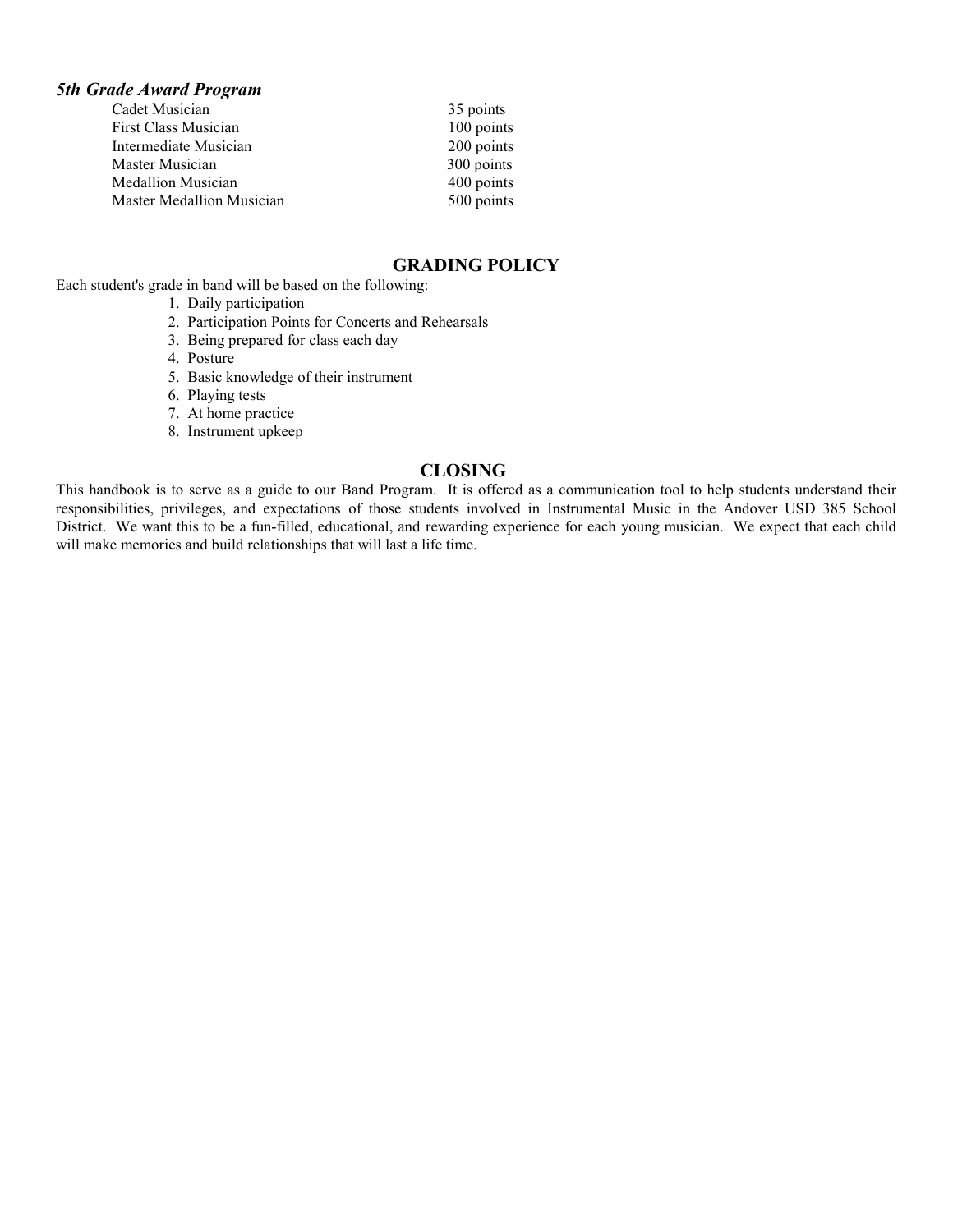### *5th Grade Award Program*

| | |
|---|---|
| Cadet Musician | 35 points |
| First Class Musician | 100 points |
| Intermediate Musician | 200 points |
| Master Musician | 300 points |
| Medallion Musician | 400 points |
| Master Medallion Musician | 500 points |

## GRADING POLICY

Each student's grade in band will be based on the following:

1. Daily participation
2. Participation Points for Concerts and Rehearsals
3. Being prepared for class each day
4. Posture
5. Basic knowledge of their instrument
6. Playing tests
7. At home practice
8. Instrument upkeep

## CLOSING

This handbook is to serve as a guide to our Band Program. It is offered as a communication tool to help students understand their responsibilities, privileges, and expectations of those students involved in Instrumental Music in the Andover USD 385 School District. We want this to be a fun-filled, educational, and rewarding experience for each young musician. We expect that each child will make memories and build relationships that will last a life time.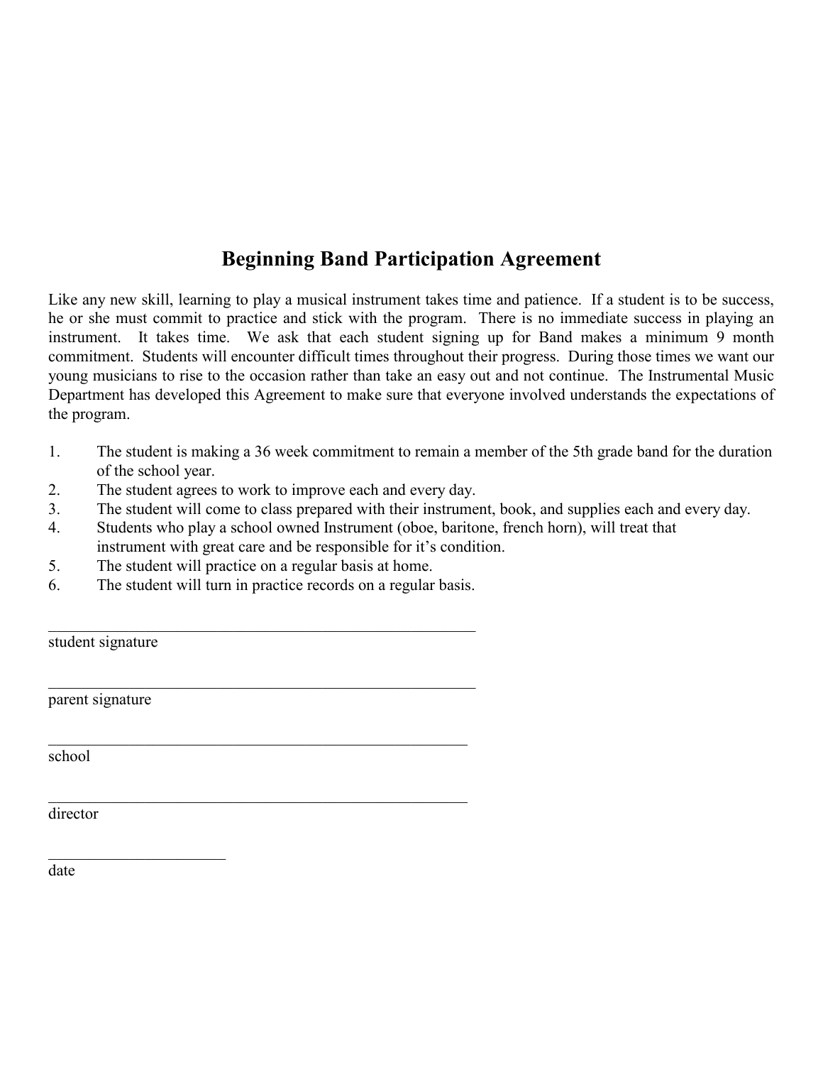# Beginning Band Participation Agreement

Like any new skill, learning to play a musical instrument takes time and patience. If a student is to be success, he or she must commit to practice and stick with the program. There is no immediate success in playing an instrument. It takes time. We ask that each student signing up for Band makes a minimum 9 month commitment. Students will encounter difficult times throughout their progress. During those times we want our young musicians to rise to the occasion rather than take an easy out and not continue. The Instrumental Music Department has developed this Agreement to make sure that everyone involved understands the expectations of the program.

1. The student is making a 36 week commitment to remain a member of the 5th grade band for the duration of the school year.
2. The student agrees to work to improve each and every day.
3. The student will come to class prepared with their instrument, book, and supplies each and every day.
4. Students who play a school owned Instrument (oboe, baritone, french horn), will treat that instrument with great care and be responsible for it's condition.
5. The student will practice on a regular basis at home.
6. The student will turn in practice records on a regular basis.

_______________________________________________________
student signature

_______________________________________________________
parent signature

______________________________________________________
school

______________________________________________________
director

_______________________
date